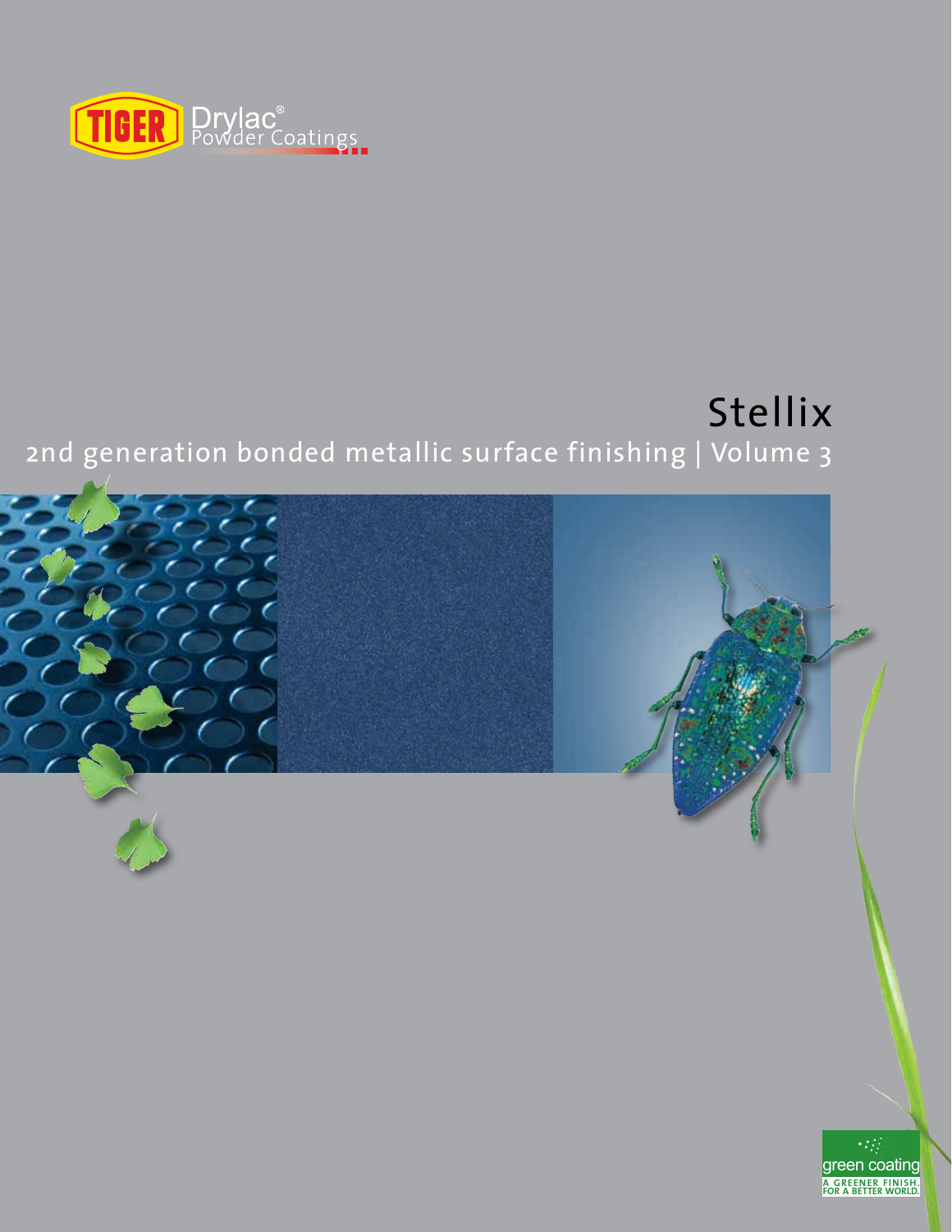TIGER Drylac® Powder Coatings

# Stellix

## 2nd generation bonded metallic surface finishing | Volume 3

green coating
A GREENER FINISH.
FOR A BETTER WORLD.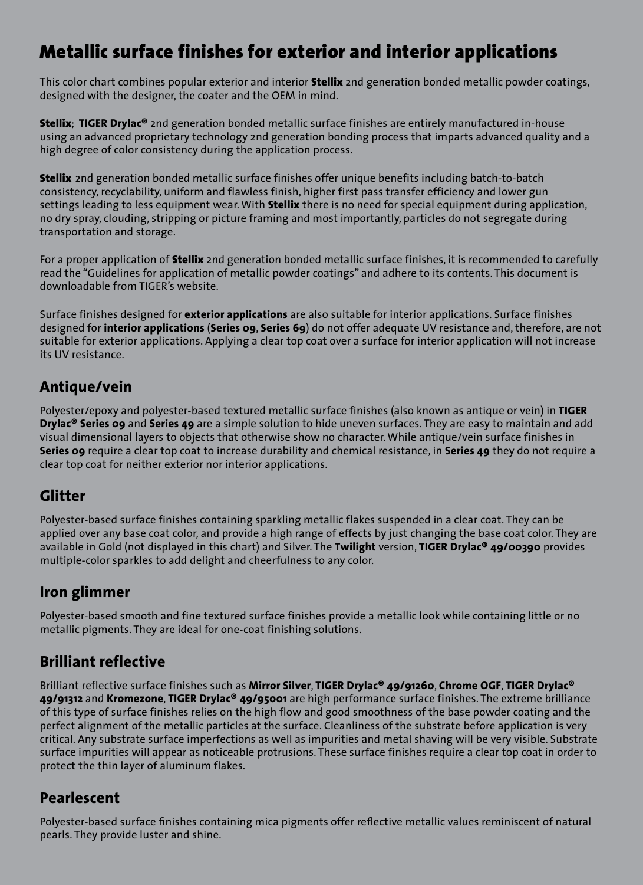# Metallic surface finishes for exterior and interior applications

This color chart combines popular exterior and interior **Stellix** 2nd generation bonded metallic powder coatings, designed with the designer, the coater and the OEM in mind.

**Stellix**; **TIGER Drylac®** 2nd generation bonded metallic surface finishes are entirely manufactured in-house using an advanced proprietary technology 2nd generation bonding process that imparts advanced quality and a high degree of color consistency during the application process.

**Stellix** 2nd generation bonded metallic surface finishes offer unique benefits including batch-to-batch consistency, recyclability, uniform and flawless finish, higher first pass transfer efficiency and lower gun settings leading to less equipment wear. With **Stellix** there is no need for special equipment during application, no dry spray, clouding, stripping or picture framing and most importantly, particles do not segregate during transportation and storage.

For a proper application of **Stellix** 2nd generation bonded metallic surface finishes, it is recommended to carefully read the "Guidelines for application of metallic powder coatings" and adhere to its contents. This document is downloadable from TIGER's website.

Surface finishes designed for **exterior applications** are also suitable for interior applications. Surface finishes designed for **interior applications** (**Series 09**, **Series 69**) do not offer adequate UV resistance and, therefore, are not suitable for exterior applications. Applying a clear top coat over a surface for interior application will not increase its UV resistance.

## Antique/vein

Polyester/epoxy and polyester-based textured metallic surface finishes (also known as antique or vein) in **TIGER Drylac® Series 09** and **Series 49** are a simple solution to hide uneven surfaces. They are easy to maintain and add visual dimensional layers to objects that otherwise show no character. While antique/vein surface finishes in **Series 09** require a clear top coat to increase durability and chemical resistance, in **Series 49** they do not require a clear top coat for neither exterior nor interior applications.

## Glitter

Polyester-based surface finishes containing sparkling metallic flakes suspended in a clear coat. They can be applied over any base coat color, and provide a high range of effects by just changing the base coat color. They are available in Gold (not displayed in this chart) and Silver. The **Twilight** version, **TIGER Drylac® 49/00390** provides multiple-color sparkles to add delight and cheerfulness to any color.

## Iron glimmer

Polyester-based smooth and fine textured surface finishes provide a metallic look while containing little or no metallic pigments. They are ideal for one-coat finishing solutions.

## Brilliant reflective

Brilliant reflective surface finishes such as **Mirror Silver**, **TIGER Drylac® 49/91260**, **Chrome OGF**, **TIGER Drylac® 49/91312** and **Kromezone**, **TIGER Drylac® 49/95001** are high performance surface finishes. The extreme brilliance of this type of surface finishes relies on the high flow and good smoothness of the base powder coating and the perfect alignment of the metallic particles at the surface. Cleanliness of the substrate before application is very critical. Any substrate surface imperfections as well as impurities and metal shaving will be very visible. Substrate surface impurities will appear as noticeable protrusions. These surface finishes require a clear top coat in order to protect the thin layer of aluminum flakes.

## Pearlescent

Polyester-based surface finishes containing mica pigments offer reflective metallic values reminiscent of natural pearls. They provide luster and shine.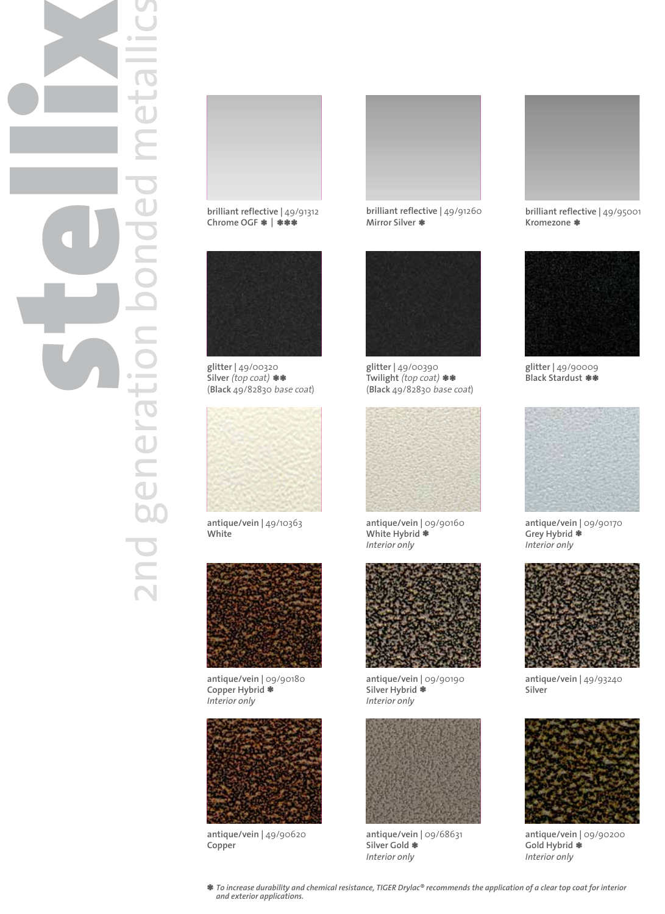# stellix

## 2nd generation bonded metallics

**brilliant reflective** | 49/91312
**Chrome OGF** ✱ | ✱✱✱

**brilliant reflective** | 49/91260
**Mirror Silver** ✱

**brilliant reflective** | 49/95001
**Kromezone** ✱

**glitter** | 49/00320
**Silver** *(top coat)* ✱✱
(**Black** 49/82830 *base coat*)

**glitter** | 49/00390
**Twilight** *(top coat)* ✱✱
(**Black** 49/82830 *base coat*)

**glitter** | 49/90009
**Black Stardust** ✱✱

**antique/vein** | 49/10363
**White**

**antique/vein** | 09/90160
**White Hybrid** ✱
*Interior only*

**antique/vein** | 09/90170
**Grey Hybrid** ✱
*Interior only*

**antique/vein** | 09/90180
**Copper Hybrid** ✱
*Interior only*

**antique/vein** | 09/90190
**Silver Hybrid** ✱
*Interior only*

**antique/vein** | 49/93240
**Silver**

**antique/vein** | 49/90620
**Copper**

**antique/vein** | 09/68631
**Silver Gold** ✱
*Interior only*

**antique/vein** | 09/90200
**Gold Hybrid** ✱
*Interior only*

✱ *To increase durability and chemical resistance, TIGER Drylac® recommends the application of a clear top coat for interior and exterior applications.*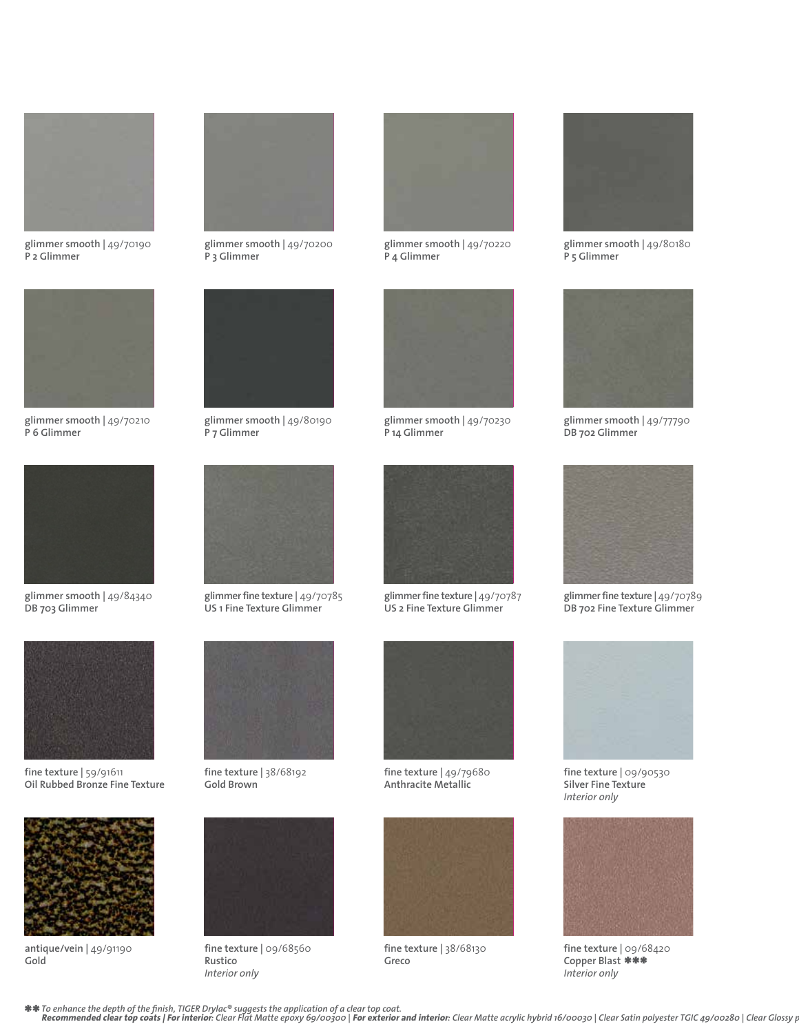glimmer smooth | 49/70190
P 2 Glimmer

glimmer smooth | 49/70200
P 3 Glimmer

glimmer smooth | 49/70220
P 4 Glimmer

glimmer smooth | 49/80180
P 5 Glimmer

glimmer smooth | 49/70210
P 6 Glimmer

glimmer smooth | 49/80190
P 7 Glimmer

glimmer smooth | 49/70230
P 14 Glimmer

glimmer smooth | 49/77790
DB 702 Glimmer

glimmer smooth | 49/84340
DB 703 Glimmer

glimmer fine texture | 49/70785
US 1 Fine Texture Glimmer

glimmer fine texture | 49/70787
US 2 Fine Texture Glimmer

glimmer fine texture | 49/70789
DB 702 Fine Texture Glimmer

fine texture | 59/91611
Oil Rubbed Bronze Fine Texture

fine texture | 38/68192
Gold Brown

fine texture | 49/79680
Anthracite Metallic

fine texture | 09/90530
Silver Fine Texture
*Interior only*

antique/vein | 49/91190
Gold

fine texture | 09/68560
Rustico
*Interior only*

fine texture | 38/68130
Greco

fine texture | 09/68420
Copper Blast ✱✱✱
*Interior only*

✱✱ *To enhance the depth of the finish, TIGER Drylac® suggests the application of a clear top coat.*
***Recommended clear top coats | For interior****: Clear Flat Matte epoxy 69/00300 |* ***For exterior and interior****: Clear Matte acrylic hybrid 16/00030 | Clear Satin polyester TGIC 49/00280 | Clear Glossy p*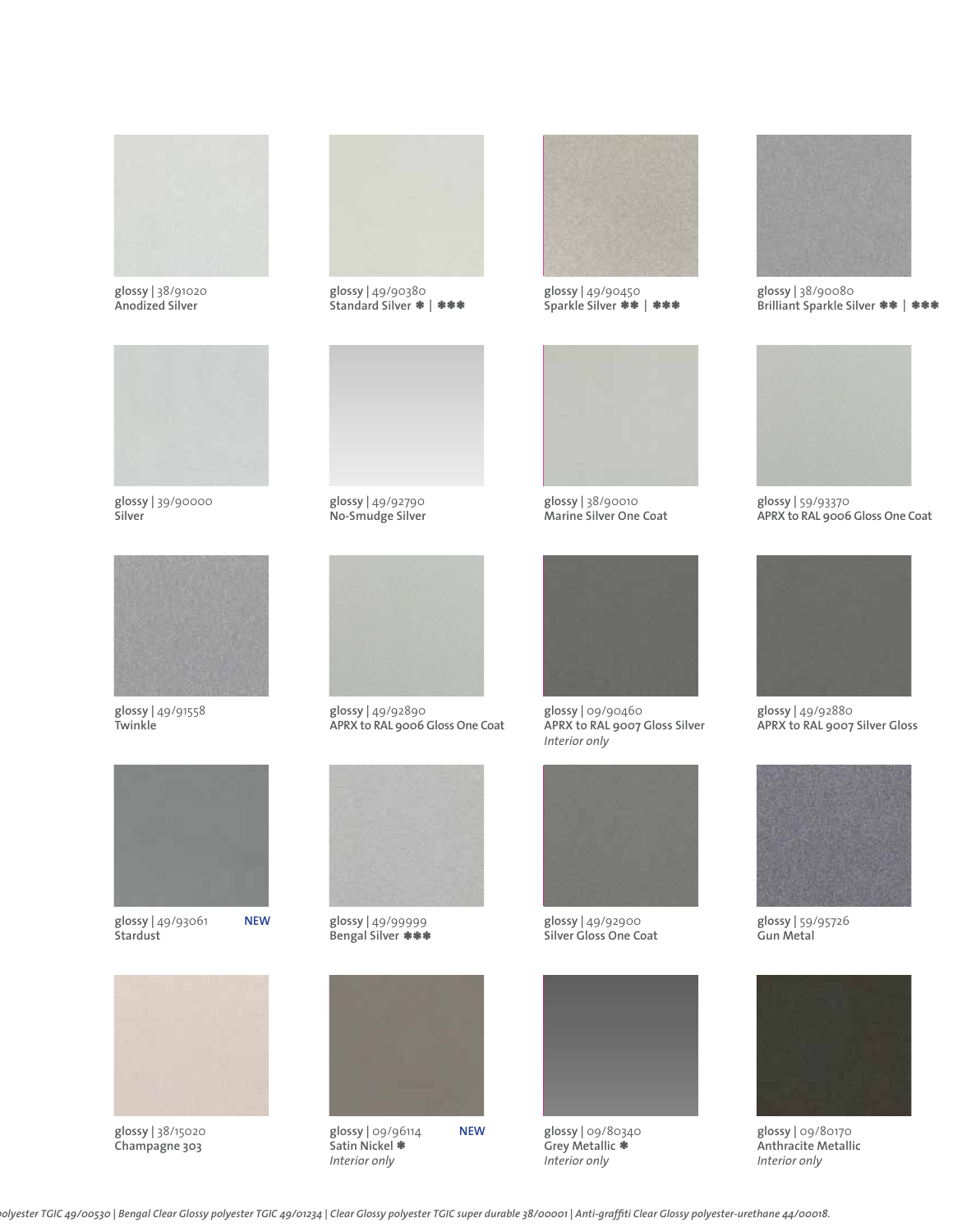**glossy** | 38/91020
**Anodized Silver**

**glossy** | 49/90380
**Standard Silver ✱ | ✱✱✱**

**glossy** | 49/90450
**Sparkle Silver ✱✱ | ✱✱✱**

**glossy** | 38/90080
**Brilliant Sparkle Silver ✱✱ | ✱✱✱**

**glossy** | 39/90000
**Silver**

**glossy** | 49/92790
**No-Smudge Silver**

**glossy** | 38/90010
**Marine Silver One Coat**

**glossy** | 59/93370
**APRX to RAL 9006 Gloss One Coat**

**glossy** | 49/91558
**Twinkle**

**glossy** | 49/92890
**APRX to RAL 9006 Gloss One Coat**

**glossy** | 09/90460
**APRX to RAL 9007 Gloss Silver**
*Interior only*

**glossy** | 49/92880
**APRX to RAL 9007 Silver Gloss**

**glossy** | 49/93061 **NEW**
**Stardust**

**glossy** | 49/99999
**Bengal Silver ✱✱✱**

**glossy** | 49/92900
**Silver Gloss One Coat**

**glossy** | 59/95726
**Gun Metal**

**glossy** | 38/15020
**Champagne 303**

**glossy** | 09/96114 **NEW**
**Satin Nickel ✱**
*Interior only*

**glossy** | 09/80340
**Grey Metallic ✱**
*Interior only*

**glossy** | 09/80170
**Anthracite Metallic**
*Interior only*

*olyester TGIC 49/00530 | Bengal Clear Glossy polyester TGIC 49/01234 | Clear Glossy polyester TGIC super durable 38/00001 | Anti-graffiti Clear Glossy polyester-urethane 44/00018.*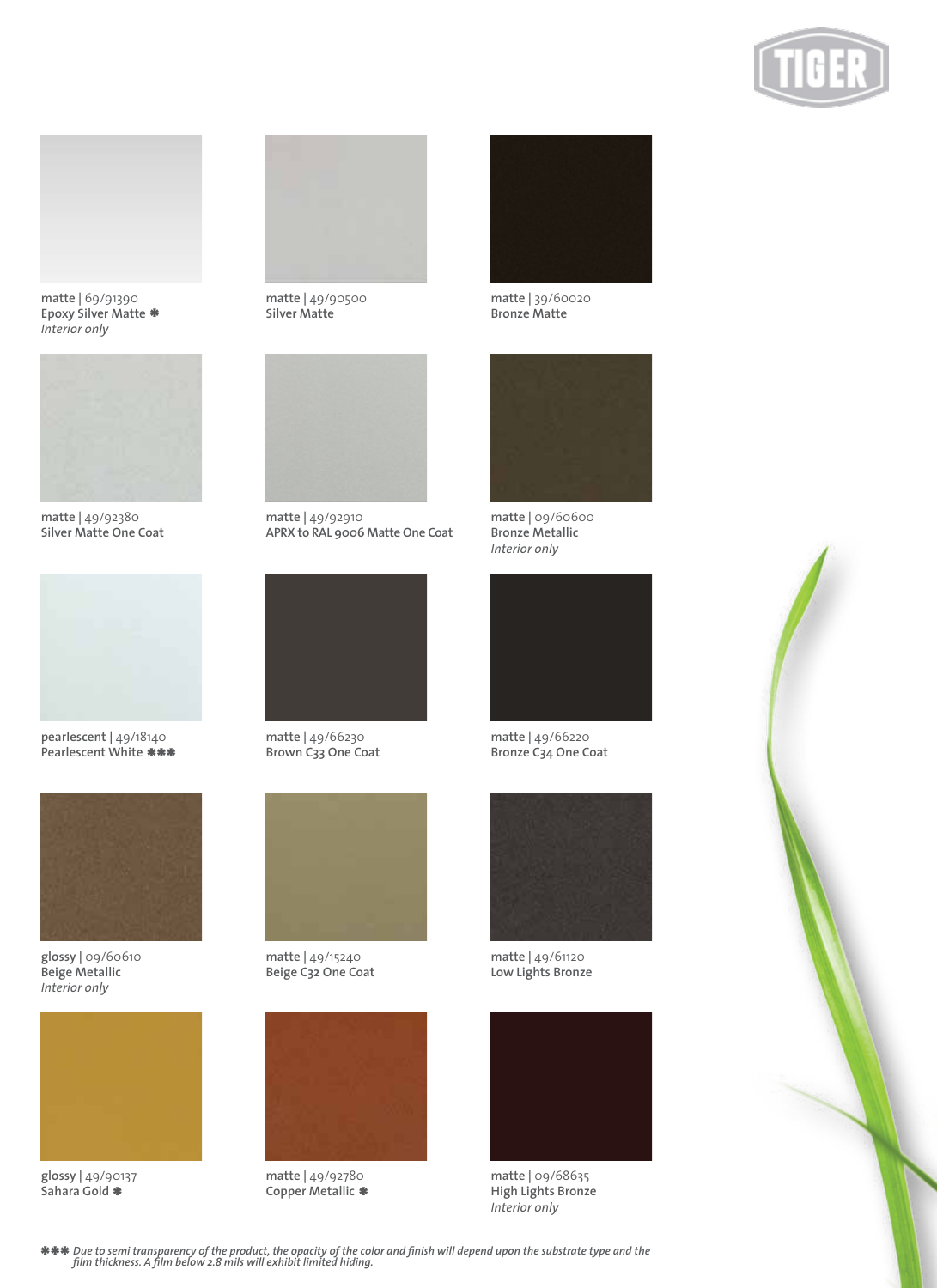matte | 69/91390
Epoxy Silver Matte ✱
*Interior only*

matte | 49/90500
Silver Matte

matte | 39/60020
Bronze Matte

matte | 49/92380
Silver Matte One Coat

matte | 49/92910
APRX to RAL 9006 Matte One Coat

matte | 09/60600
Bronze Metallic
*Interior only*

pearlescent | 49/18140
Pearlescent White ✱✱✱

matte | 49/66230
Brown C33 One Coat

matte | 49/66220
Bronze C34 One Coat

glossy | 09/60610
Beige Metallic
*Interior only*

matte | 49/15240
Beige C32 One Coat

matte | 49/61120
Low Lights Bronze

glossy | 49/90137
Sahara Gold ✱

matte | 49/92780
Copper Metallic ✱

matte | 09/68635
High Lights Bronze
*Interior only*

✱✱✱ *Due to semi transparency of the product, the opacity of the color and finish will depend upon the substrate type and the film thickness. A film below 2.8 mils will exhibit limited hiding.*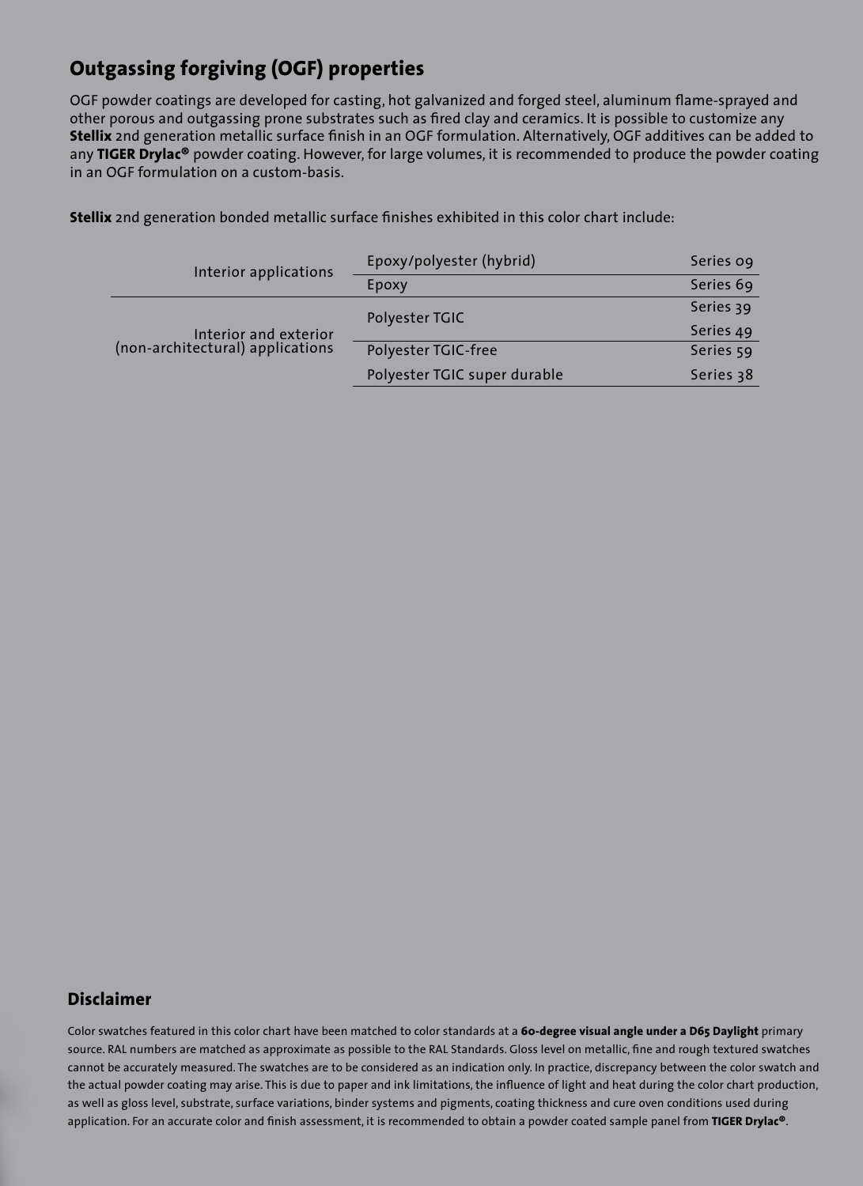## Outgassing forgiving (OGF) properties

OGF powder coatings are developed for casting, hot galvanized and forged steel, aluminum flame-sprayed and other porous and outgassing prone substrates such as fired clay and ceramics. It is possible to customize any **Stellix** 2nd generation metallic surface finish in an OGF formulation. Alternatively, OGF additives can be added to any **TIGER Drylac®** powder coating. However, for large volumes, it is recommended to produce the powder coating in an OGF formulation on a custom-basis.

**Stellix** 2nd generation bonded metallic surface finishes exhibited in this color chart include:

| Application | Binder system | Series |
|---|---|---|
| Interior applications | Epoxy/polyester (hybrid) | Series 09 |
| | Epoxy | Series 69 |
| Interior and exterior (non-architectural) applications | Polyester TGIC | Series 39 |
| | | Series 49 |
| | Polyester TGIC-free | Series 59 |
| | Polyester TGIC super durable | Series 38 |

## Disclaimer

Color swatches featured in this color chart have been matched to color standards at a **60-degree visual angle under a D65 Daylight** primary source. RAL numbers are matched as approximate as possible to the RAL Standards. Gloss level on metallic, fine and rough textured swatches cannot be accurately measured. The swatches are to be considered as an indication only. In practice, discrepancy between the color swatch and the actual powder coating may arise. This is due to paper and ink limitations, the influence of light and heat during the color chart production, as well as gloss level, substrate, surface variations, binder systems and pigments, coating thickness and cure oven conditions used during application. For an accurate color and finish assessment, it is recommended to obtain a powder coated sample panel from **TIGER Drylac®**.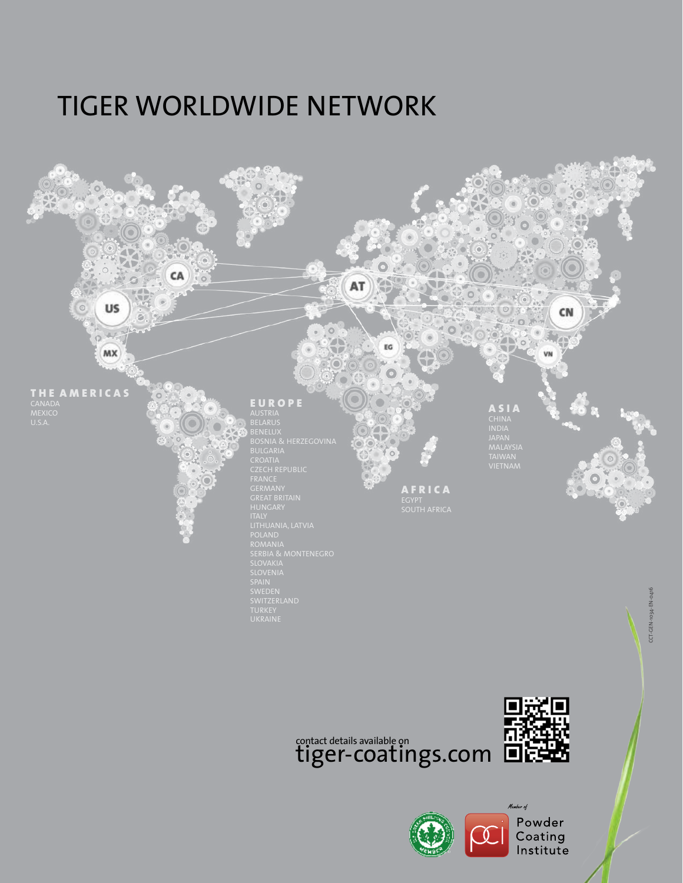# TIGER WORLDWIDE NETWORK

**THE AMERICAS**
CANADA
MEXICO
U.S.A.

**EUROPE**
AUSTRIA
BELARUS
BENELUX
BOSNIA & HERZEGOVINA
BULGARIA
CROATIA
CZECH REPUBLIC
FRANCE
GERMANY
GREAT BRITAIN
HUNGARY
ITALY
LITHUANIA, LATVIA
POLAND
ROMANIA
SERBIA & MONTENEGRO
SLOVAKIA
SLOVENIA
SPAIN
SWEDEN
SWITZERLAND
TURKEY
UKRAINE

**AFRICA**
EGYPT
SOUTH AFRICA

**ASIA**
CHINA
INDIA
JAPAN
MALAYSIA
TAIWAN
VIETNAM

contact details available on
tiger-coatings.com

Member of
Powder Coating Institute

CCT-GEN-1034-EN-0416